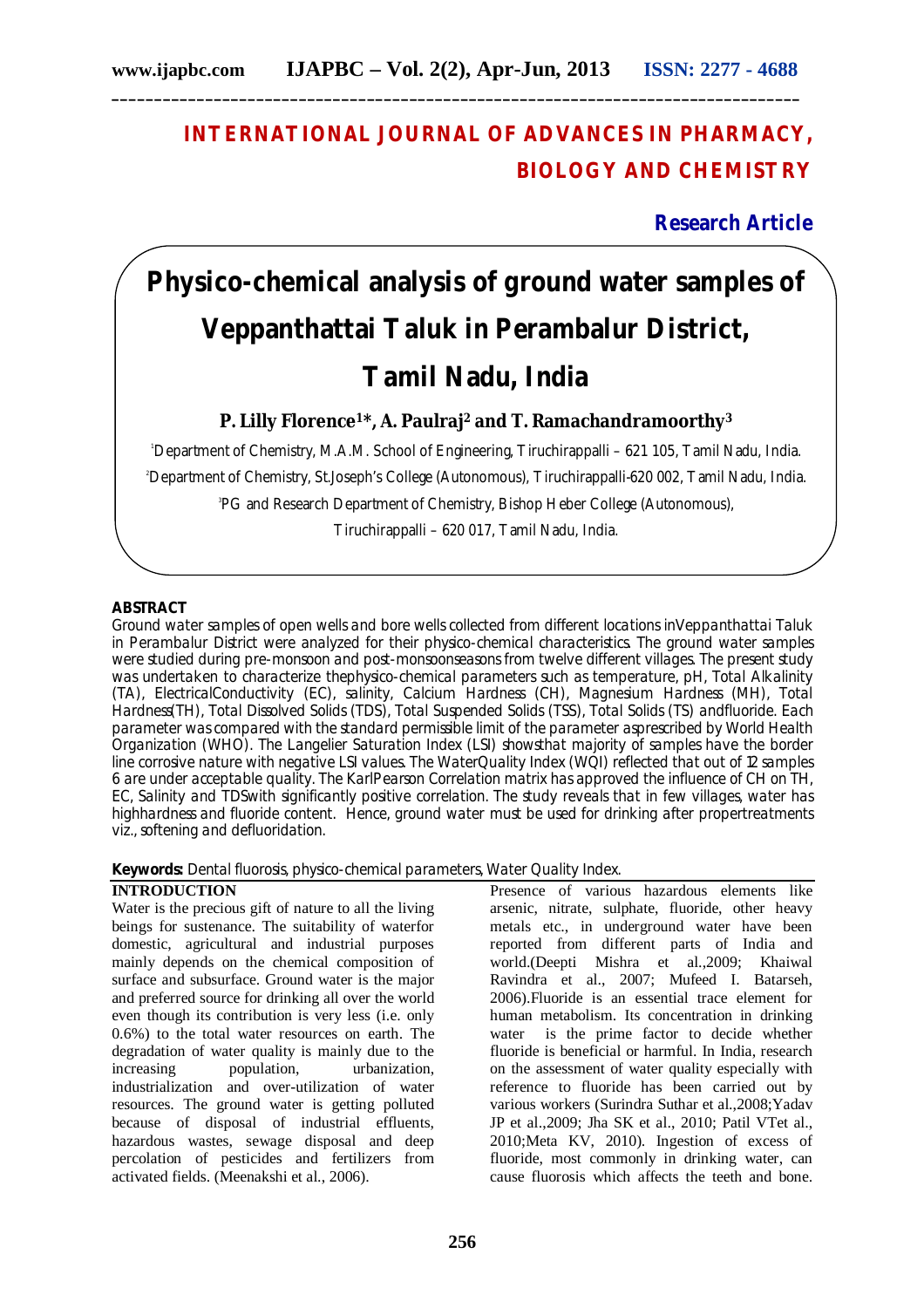# INTERNATIONAL JOURNAL OF ADVANCES IN PHARMACY, BIOLOGY AND CHEMISTRY

**Research Article**

# Physico-chemical analysis of ground water samples of Veppanthattai Taluk in Perambalur District, Tamil Nadu, India

**P. Lilly Florence[1]\*, A. Paulraj[2] and T. Ramachandramoorthy[3]**

[1]Department of Chemistry, M.A.M. School of Engineering, Tiruchirappalli – 621 105, Tamil Nadu, India.

[2]Department of Chemistry, St.Joseph's College (Autonomous), Tiruchirappalli-620 002, Tamil Nadu, India.

[3]PG and Research Department of Chemistry, Bishop Heber College (Autonomous), Tiruchirappalli – 620 017, Tamil Nadu, India.

## ABSTRACT

Ground water samples of open wells and bore wells collected from different locations inVeppanthattai Taluk in Perambalur District were analyzed for their physico-chemical characteristics. The ground water samples were studied during pre-monsoon and post-monsoonseasons from twelve different villages. The present study was undertaken to characterize thephysico-chemical parameters such as temperature, pH, Total Alkalinity (TA), ElectricalConductivity (EC), salinity, Calcium Hardness (CH), Magnesium Hardness (MH), Total Hardness(TH), Total Dissolved Solids (TDS), Total Suspended Solids (TSS), Total Solids (TS) andfluoride. Each parameter was compared with the standard permissible limit of the parameter asprescribed by World Health Organization (WHO). The Langelier Saturation Index (LSI) showsthat majority of samples have the border line corrosive nature with negative LSI values. The WaterQuality Index (WQI) reflected that out of 12 samples 6 are under acceptable quality. The KarlPearson Correlation matrix has approved the influence of CH on TH, EC, Salinity and TDSwith significantly positive correlation. The study reveals that in few villages, water has highhardness and fluoride content. Hence, ground water must be used for drinking after propertreatments viz., softening and defluoridation.

**Keywords:** Dental fluorosis, physico-chemical parameters, Water Quality Index.

## INTRODUCTION

Water is the precious gift of nature to all the living beings for sustenance. The suitability of waterfor domestic, agricultural and industrial purposes mainly depends on the chemical composition of surface and subsurface. Ground water is the major and preferred source for drinking all over the world even though its contribution is very less (i.e. only 0.6%) to the total water resources on earth. The degradation of water quality is mainly due to the increasing population, urbanization, industrialization and over-utilization of water resources. The ground water is getting polluted because of disposal of industrial effluents, hazardous wastes, sewage disposal and deep percolation of pesticides and fertilizers from activated fields. (Meenakshi et al., 2006).

Presence of various hazardous elements like arsenic, nitrate, sulphate, fluoride, other heavy metals etc., in underground water have been reported from different parts of India and world.(Deepti Mishra et al.,2009; Khaiwal Ravindra et al., 2007; Mufeed I. Batarseh, 2006).Fluoride is an essential trace element for human metabolism. Its concentration in drinking water is the prime factor to decide whether fluoride is beneficial or harmful. In India, research on the assessment of water quality especially with reference to fluoride has been carried out by various workers (Surindra Suthar et al.,2008;Yadav JP et al.,2009; Jha SK et al., 2010; Patil VTet al., 2010;Meta KV, 2010). Ingestion of excess of fluoride, most commonly in drinking water, can cause fluorosis which affects the teeth and bone.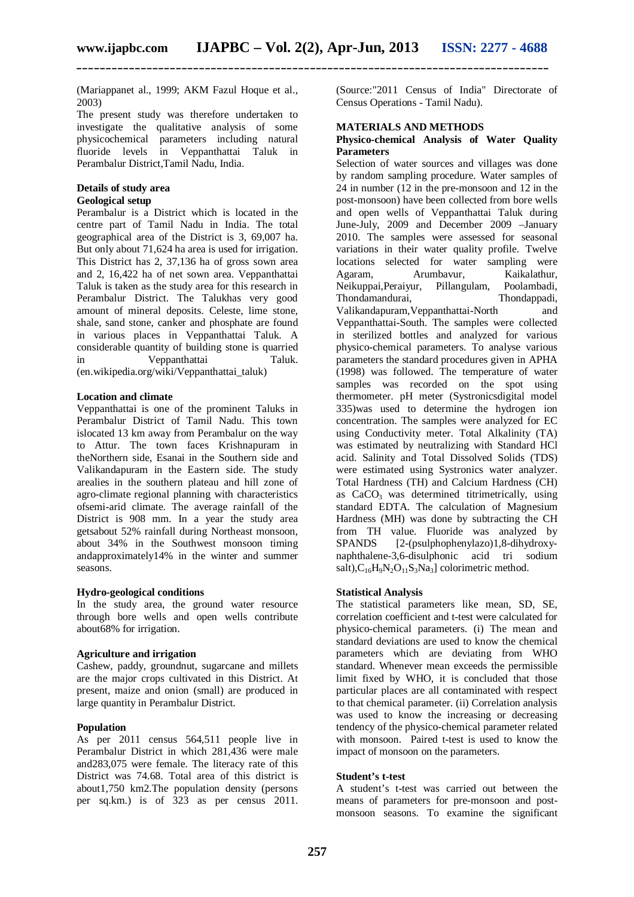(Mariappanet al., 1999; AKM Fazul Hoque et al., 2003)

The present study was therefore undertaken to investigate the qualitative analysis of some physicochemical parameters including natural fluoride levels in Veppanthattai Taluk in Perambalur District,Tamil Nadu, India.

### Details of study area

#### Geological setup

Perambalur is a District which is located in the centre part of Tamil Nadu in India. The total geographical area of the District is 3, 69,007 ha. But only about 71,624 ha area is used for irrigation. This District has 2, 37,136 ha of gross sown area and 2, 16,422 ha of net sown area. Veppanthattai Taluk is taken as the study area for this research in Perambalur District. The Talukhas very good amount of mineral deposits. Celeste, lime stone, shale, sand stone, canker and phosphate are found in various places in Veppanthattai Taluk. A considerable quantity of building stone is quarried in Veppanthattai Taluk. (en.wikipedia.org/wiki/Veppanthattai_taluk)

#### Location and climate

Veppanthattai is one of the prominent Taluks in Perambalur District of Tamil Nadu. This town islocated 13 km away from Perambalur on the way to Attur. The town faces Krishnapuram in theNorthern side, Esanai in the Southern side and Valikandapuram in the Eastern side. The study arealies in the southern plateau and hill zone of agro-climate regional planning with characteristics ofsemi-arid climate. The average rainfall of the District is 908 mm. In a year the study area getsabout 52% rainfall during Northeast monsoon, about 34% in the Southwest monsoon timing andapproximately14% in the winter and summer seasons.

#### Hydro-geological conditions

In the study area, the ground water resource through bore wells and open wells contribute about68% for irrigation.

#### Agriculture and irrigation

Cashew, paddy, groundnut, sugarcane and millets are the major crops cultivated in this District. At present, maize and onion (small) are produced in large quantity in Perambalur District.

#### Population

As per 2011 census 564,511 people live in Perambalur District in which 281,436 were male and283,075 were female. The literacy rate of this District was 74.68. Total area of this district is about1,750 km2.The population density (persons per sq.km.) is of 323 as per census 2011. (Source:"2011 Census of India" Directorate of Census Operations - Tamil Nadu).

## MATERIALS AND METHODS

### Physico-chemical Analysis of Water Quality Parameters

Selection of water sources and villages was done by random sampling procedure. Water samples of 24 in number (12 in the pre-monsoon and 12 in the post-monsoon) have been collected from bore wells and open wells of Veppanthattai Taluk during June-July, 2009 and December 2009 –January 2010. The samples were assessed for seasonal variations in their water quality profile. Twelve locations selected for water sampling were Agaram, Arumbavur, Kaikalathur, Neikuppai,Peraiyur, Pillangulam, Poolambadi, Thondamandurai, Thondappadi, Valikandapuram,Veppanthattai-North and Veppanthattai-South. The samples were collected in sterilized bottles and analyzed for various physico-chemical parameters. To analyse various parameters the standard procedures given in APHA (1998) was followed. The temperature of water samples was recorded on the spot using thermometer. pH meter (Systronicsdigital model 335)was used to determine the hydrogen ion concentration. The samples were analyzed for EC using Conductivity meter. Total Alkalinity (TA) was estimated by neutralizing with Standard HCl acid. Salinity and Total Dissolved Solids (TDS) were estimated using Systronics water analyzer. Total Hardness (TH) and Calcium Hardness (CH) as $CaCO_3$ was determined titrimetrically, using standard EDTA. The calculation of Magnesium Hardness (MH) was done by subtracting the CH from TH value. Fluoride was analyzed by SPANDS [2-(psulphophenylazo)1,8-dihydroxy-naphthalene-3,6-disulphonic acid tri sodium salt),$C_{16}H_9N_2O_{11}S_3Na_3$] colorimetric method.

### Statistical Analysis

The statistical parameters like mean, SD, SE, correlation coefficient and t-test were calculated for physico-chemical parameters. (i) The mean and standard deviations are used to know the chemical parameters which are deviating from WHO standard. Whenever mean exceeds the permissible limit fixed by WHO, it is concluded that those particular places are all contaminated with respect to that chemical parameter. (ii) Correlation analysis was used to know the increasing or decreasing tendency of the physico-chemical parameter related with monsoon. Paired t-test is used to know the impact of monsoon on the parameters.

### Student's t-test

A student's t-test was carried out between the means of parameters for pre-monsoon and post-monsoon seasons. To examine the significant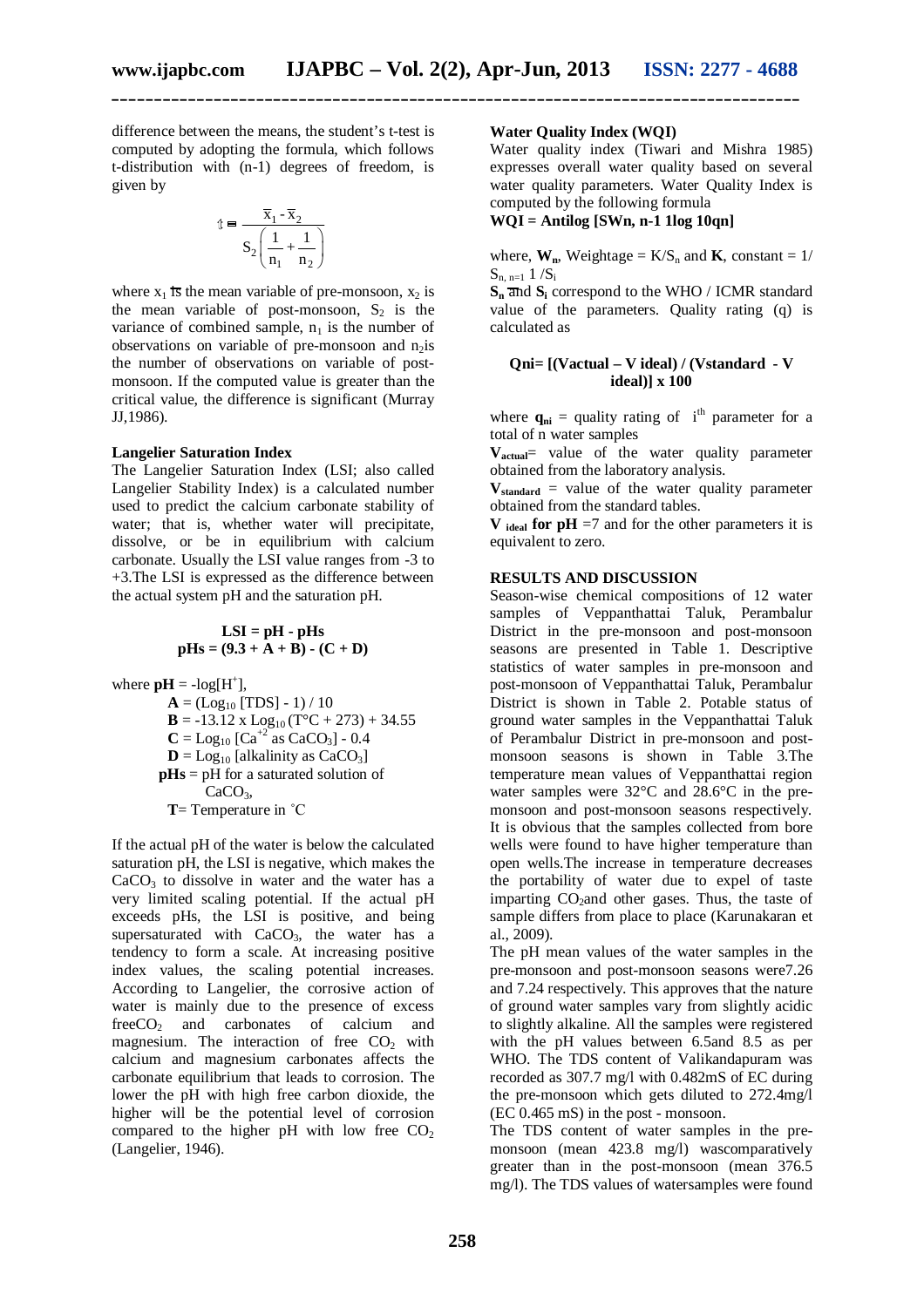difference between the means, the student's t-test is computed by adopting the formula, which follows t-distribution with (n-1) degrees of freedom, is given by

$$t = \frac{\overline{x}_1 - \overline{x}_2}{S_2\left(\frac{1}{n_1} + \frac{1}{n_2}\right)}$$

where $x_1$ is the mean variable of pre-monsoon, $x_2$ is the mean variable of post-monsoon, $S_2$ is the variance of combined sample, $n_1$ is the number of observations on variable of pre-monsoon and $n_2$ is the number of observations on variable of post-monsoon. If the computed value is greater than the critical value, the difference is significant (Murray JJ,1986).

**Langelier Saturation Index**

The Langelier Saturation Index (LSI; also called Langelier Stability Index) is a calculated number used to predict the calcium carbonate stability of water; that is, whether water will precipitate, dissolve, or be in equilibrium with calcium carbonate. Usually the LSI value ranges from -3 to +3.The LSI is expressed as the difference between the actual system pH and the saturation pH.

$$\textbf{LSI = pH - pHs}$$
$$\textbf{pHs} = (9.3 + A + B) - (C + D)$$

where $\mathbf{pH} = -\log[H^+]$,

$\mathbf{A} = (\text{Log}_{10}\ [\text{TDS}] - 1) / 10$

$\mathbf{B} = -13.12 \times \text{Log}_{10}\,(T°C + 273) + 34.55$

$\mathbf{C} = \text{Log}_{10}\ [Ca^{+2} \text{ as } CaCO_3] - 0.4$

$\mathbf{D} = \text{Log}_{10}\ [\text{alkalinity as } CaCO_3]$

**pHs** = pH for a saturated solution of $CaCO_3$,

**T**= Temperature in °C

If the actual pH of the water is below the calculated saturation pH, the LSI is negative, which makes the $CaCO_3$ to dissolve in water and the water has a very limited scaling potential. If the actual pH exceeds pHs, the LSI is positive, and being supersaturated with $CaCO_3$, the water has a tendency to form a scale. At increasing positive index values, the scaling potential increases. According to Langelier, the corrosive action of water is mainly due to the presence of excess free$CO_2$ and carbonates of calcium and magnesium. The interaction of free $CO_2$ with calcium and magnesium carbonates affects the carbonate equilibrium that leads to corrosion. The lower the pH with high free carbon dioxide, the higher will be the potential level of corrosion compared to the higher pH with low free $CO_2$ (Langelier, 1946).

**Water Quality Index (WQI)**

Water quality index (Tiwari and Mishra 1985) expresses overall water quality based on several water quality parameters. Water Quality Index is computed by the following formula

**WQI = Antilog [SWn, n-1 1log 10qn]**

where, $\mathbf{W_n}$, Weightage = $K/S_n$ and **K**, constant = 1/ $S_{n,\ n=1}\ 1/S_i$

$\mathbf{S_n}$ and $\mathbf{S_i}$ correspond to the WHO / ICMR standard value of the parameters. Quality rating (q) is calculated as

**Qni= [(Vactual – V ideal) / (Vstandard - V ideal)] x 100**

where $\mathbf{q_{ni}}$ = quality rating of $i^{th}$ parameter for a total of n water samples

$\mathbf{V_{actual}}$= value of the water quality parameter obtained from the laboratory analysis.

$\mathbf{V_{standard}}$ = value of the water quality parameter obtained from the standard tables.

$\mathbf{V_{ideal}}$ **for pH** =7 and for the other parameters it is equivalent to zero.

**RESULTS AND DISCUSSION**

Season-wise chemical compositions of 12 water samples of Veppanthattai Taluk, Perambalur District in the pre-monsoon and post-monsoon seasons are presented in Table 1. Descriptive statistics of water samples in pre-monsoon and post-monsoon of Veppanthattai Taluk, Perambalur District is shown in Table 2. Potable status of ground water samples in the Veppanthattai Taluk of Perambalur District in pre-monsoon and post-monsoon seasons is shown in Table 3.The temperature mean values of Veppanthattai region water samples were 32°C and 28.6°C in the pre-monsoon and post-monsoon seasons respectively. It is obvious that the samples collected from bore wells were found to have higher temperature than open wells.The increase in temperature decreases the portability of water due to expel of taste imparting $CO_2$and other gases. Thus, the taste of sample differs from place to place (Karunakaran et al., 2009).

The pH mean values of the water samples in the pre-monsoon and post-monsoon seasons were7.26 and 7.24 respectively. This approves that the nature of ground water samples vary from slightly acidic to slightly alkaline. All the samples were registered with the pH values between 6.5and 8.5 as per WHO. The TDS content of Valikandapuram was recorded as 307.7 mg/l with 0.482mS of EC during the pre-monsoon which gets diluted to 272.4mg/l (EC 0.465 mS) in the post - monsoon.

The TDS content of water samples in the pre-monsoon (mean 423.8 mg/l) wascomparatively greater than in the post-monsoon (mean 376.5 mg/l). The TDS values of watersamples were found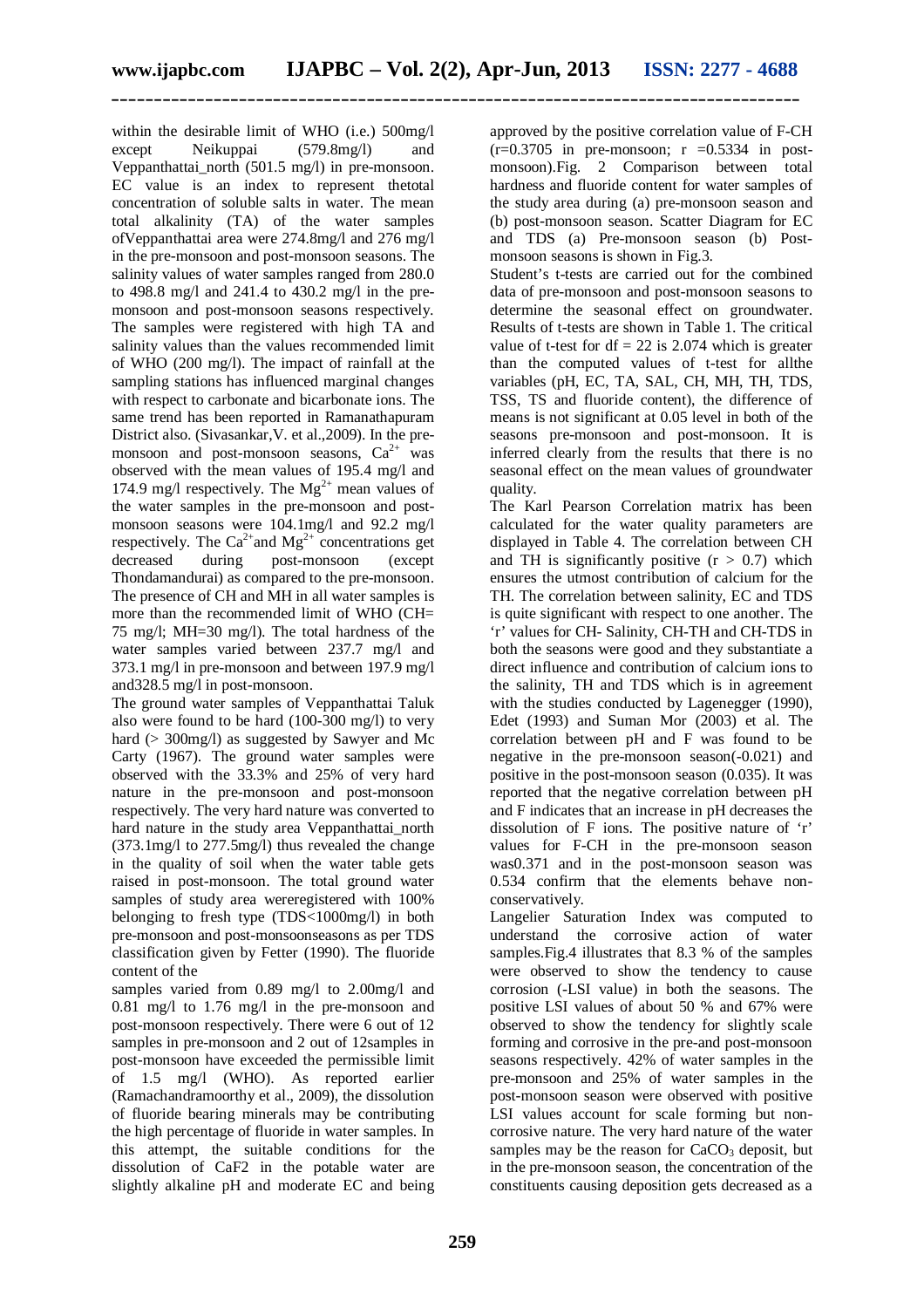within the desirable limit of WHO (i.e.) 500mg/l except Neikuppai (579.8mg/l) and Veppanthattai_north (501.5 mg/l) in pre-monsoon. EC value is an index to represent thetotal concentration of soluble salts in water. The mean total alkalinity (TA) of the water samples ofVeppanthattai area were 274.8mg/l and 276 mg/l in the pre-monsoon and post-monsoon seasons. The salinity values of water samples ranged from 280.0 to 498.8 mg/l and 241.4 to 430.2 mg/l in the pre-monsoon and post-monsoon seasons respectively. The samples were registered with high TA and salinity values than the values recommended limit of WHO (200 mg/l). The impact of rainfall at the sampling stations has influenced marginal changes with respect to carbonate and bicarbonate ions. The same trend has been reported in Ramanathapuram District also. (Sivasankar,V. et al.,2009). In the pre-monsoon and post-monsoon seasons, $Ca^{2+}$ was observed with the mean values of 195.4 mg/l and 174.9 mg/l respectively. The $Mg^{2+}$ mean values of the water samples in the pre-monsoon and post-monsoon seasons were 104.1mg/l and 92.2 mg/l respectively. The $Ca^{2+}$and $Mg^{2+}$ concentrations get decreased during post-monsoon (except Thondamandurai) as compared to the pre-monsoon. The presence of CH and MH in all water samples is more than the recommended limit of WHO (CH= 75 mg/l; MH=30 mg/l). The total hardness of the water samples varied between 237.7 mg/l and 373.1 mg/l in pre-monsoon and between 197.9 mg/l and328.5 mg/l in post-monsoon.

The ground water samples of Veppanthattai Taluk also were found to be hard (100-300 mg/l) to very hard (> 300mg/l) as suggested by Sawyer and Mc Carty (1967). The ground water samples were observed with the 33.3% and 25% of very hard nature in the pre-monsoon and post-monsoon respectively. The very hard nature was converted to hard nature in the study area Veppanthattai_north (373.1mg/l to 277.5mg/l) thus revealed the change in the quality of soil when the water table gets raised in post-monsoon. The total ground water samples of study area wereregistered with 100% belonging to fresh type (TDS<1000mg/l) in both pre-monsoon and post-monsoonseasons as per TDS classification given by Fetter (1990). The fluoride content of the samples varied from 0.89 mg/l to 2.00mg/l and 0.81 mg/l to 1.76 mg/l in the pre-monsoon and post-monsoon respectively. There were 6 out of 12 samples in pre-monsoon and 2 out of 12samples in post-monsoon have exceeded the permissible limit of 1.5 mg/l (WHO). As reported earlier (Ramachandramoorthy et al., 2009), the dissolution of fluoride bearing minerals may be contributing the high percentage of fluoride in water samples. In this attempt, the suitable conditions for the dissolution of CaF2 in the potable water are slightly alkaline pH and moderate EC and being approved by the positive correlation value of F-CH (r=0.3705 in pre-monsoon; r =0.5334 in post-monsoon).Fig. 2 Comparison between total hardness and fluoride content for water samples of the study area during (a) pre-monsoon season and (b) post-monsoon season. Scatter Diagram for EC and TDS (a) Pre-monsoon season (b) Post-monsoon seasons is shown in Fig.3.

Student's t-tests are carried out for the combined data of pre-monsoon and post-monsoon seasons to determine the seasonal effect on groundwater. Results of t-tests are shown in Table 1. The critical value of t-test for df = 22 is 2.074 which is greater than the computed values of t-test for allthe variables (pH, EC, TA, SAL, CH, MH, TH, TDS, TSS, TS and fluoride content), the difference of means is not significant at 0.05 level in both of the seasons pre-monsoon and post-monsoon. It is inferred clearly from the results that there is no seasonal effect on the mean values of groundwater quality.

The Karl Pearson Correlation matrix has been calculated for the water quality parameters are displayed in Table 4. The correlation between CH and TH is significantly positive (r > 0.7) which ensures the utmost contribution of calcium for the TH. The correlation between salinity, EC and TDS is quite significant with respect to one another. The 'r' values for CH- Salinity, CH-TH and CH-TDS in both the seasons were good and they substantiate a direct influence and contribution of calcium ions to the salinity, TH and TDS which is in agreement with the studies conducted by Lagenegger (1990), Edet (1993) and Suman Mor (2003) et al. The correlation between pH and F was found to be negative in the pre-monsoon season(-0.021) and positive in the post-monsoon season (0.035). It was reported that the negative correlation between pH and F indicates that an increase in pH decreases the dissolution of F ions. The positive nature of 'r' values for F-CH in the pre-monsoon season was0.371 and in the post-monsoon season was 0.534 confirm that the elements behave non-conservatively.

Langelier Saturation Index was computed to understand the corrosive action of water samples.Fig.4 illustrates that 8.3 % of the samples were observed to show the tendency to cause corrosion (-LSI value) in both the seasons. The positive LSI values of about 50 % and 67% were observed to show the tendency for slightly scale forming and corrosive in the pre-and post-monsoon seasons respectively. 42% of water samples in the pre-monsoon and 25% of water samples in the post-monsoon season were observed with positive LSI values account for scale forming but non-corrosive nature. The very hard nature of the water samples may be the reason for $CaCO_3$ deposit, but in the pre-monsoon season, the concentration of the constituents causing deposition gets decreased as a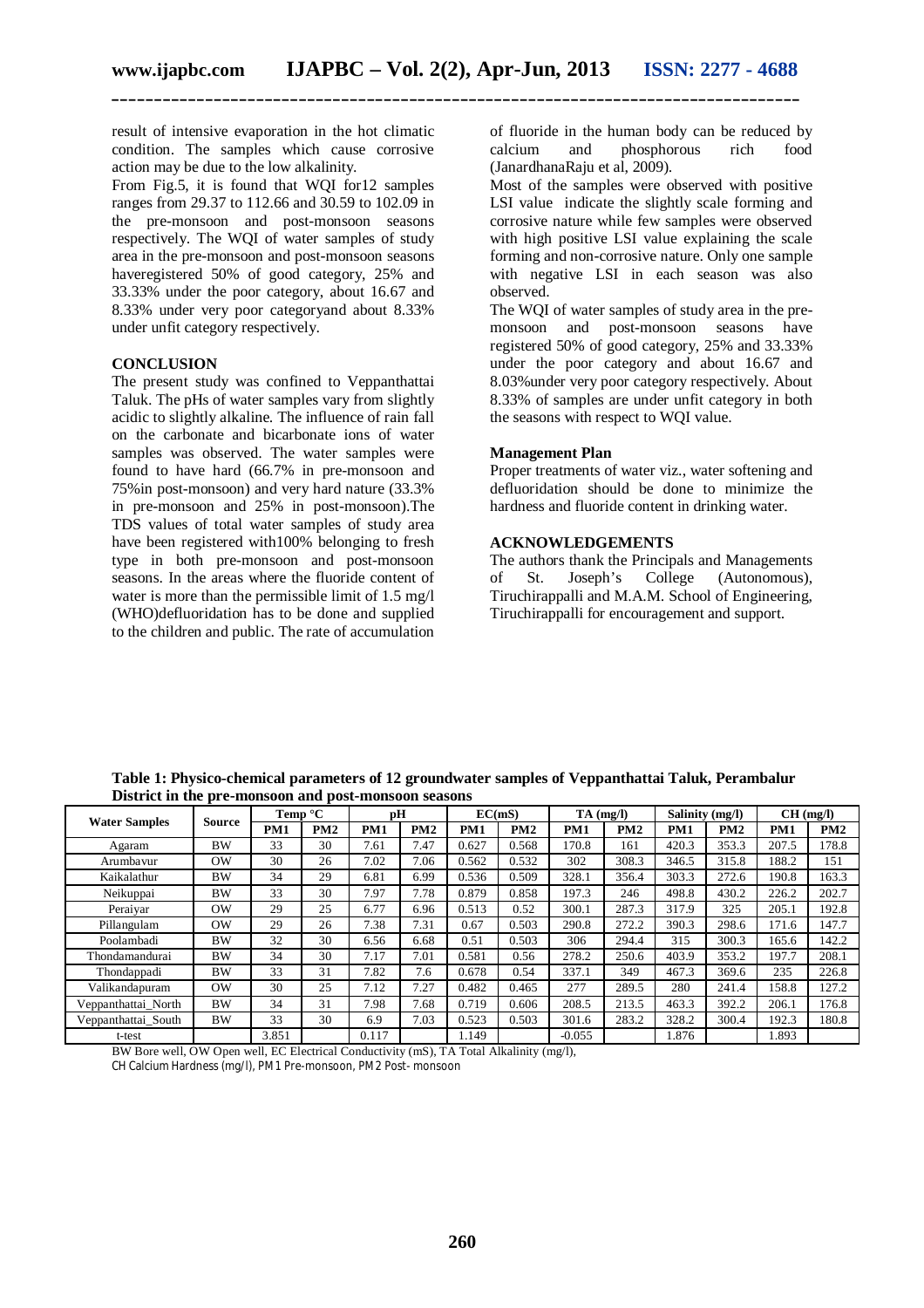result of intensive evaporation in the hot climatic condition. The samples which cause corrosive action may be due to the low alkalinity.

From Fig.5, it is found that WQI for12 samples ranges from 29.37 to 112.66 and 30.59 to 102.09 in the pre-monsoon and post-monsoon seasons respectively. The WQI of water samples of study area in the pre-monsoon and post-monsoon seasons haveregistered 50% of good category, 25% and 33.33% under the poor category, about 16.67 and 8.33% under very poor categoryand about 8.33% under unfit category respectively.

## CONCLUSION

The present study was confined to Veppanthattai Taluk. The pHs of water samples vary from slightly acidic to slightly alkaline. The influence of rain fall on the carbonate and bicarbonate ions of water samples was observed. The water samples were found to have hard (66.7% in pre-monsoon and 75%in post-monsoon) and very hard nature (33.3% in pre-monsoon and 25% in post-monsoon).The TDS values of total water samples of study area have been registered with100% belonging to fresh type in both pre-monsoon and post-monsoon seasons. In the areas where the fluoride content of water is more than the permissible limit of 1.5 mg/l (WHO)defluoridation has to be done and supplied to the children and public. The rate of accumulation of fluoride in the human body can be reduced by calcium and phosphorous rich food (JanardhanaRaju et al, 2009).

Most of the samples were observed with positive LSI value indicate the slightly scale forming and corrosive nature while few samples were observed with high positive LSI value explaining the scale forming and non-corrosive nature. Only one sample with negative LSI in each season was also observed.

The WQI of water samples of study area in the pre-monsoon and post-monsoon seasons have registered 50% of good category, 25% and 33.33% under the poor category and about 16.67 and 8.03%under very poor category respectively. About 8.33% of samples are under unfit category in both the seasons with respect to WQI value.

### Management Plan

Proper treatments of water viz., water softening and defluoridation should be done to minimize the hardness and fluoride content in drinking water.

## ACKNOWLEDGEMENTS

The authors thank the Principals and Managements of St. Joseph's College (Autonomous), Tiruchirappalli and M.A.M. School of Engineering, Tiruchirappalli for encouragement and support.

**Table 1: Physico-chemical parameters of 12 groundwater samples of Veppanthattai Taluk, Perambalur District in the pre-monsoon and post-monsoon seasons**

| Water Samples | Source | Temp °C | | pH | | EC(mS) | | TA (mg/l) | | Salinity (mg/l) | | CH (mg/l) | |
|---|---|---|---|---|---|---|---|---|---|---|---|---|---|
| | | PM1 | PM2 | PM1 | PM2 | PM1 | PM2 | PM1 | PM2 | PM1 | PM2 | PM1 | PM2 |
| Agaram | BW | 33 | 30 | 7.61 | 7.47 | 0.627 | 0.568 | 170.8 | 161 | 420.3 | 353.3 | 207.5 | 178.8 |
| Arumbavur | OW | 30 | 26 | 7.02 | 7.06 | 0.562 | 0.532 | 302 | 308.3 | 346.5 | 315.8 | 188.2 | 151 |
| Kaikalathur | BW | 34 | 29 | 6.81 | 6.99 | 0.536 | 0.509 | 328.1 | 356.4 | 303.3 | 272.6 | 190.8 | 163.3 |
| Neikuppai | BW | 33 | 30 | 7.97 | 7.78 | 0.879 | 0.858 | 197.3 | 246 | 498.8 | 430.2 | 226.2 | 202.7 |
| Peraiyar | OW | 29 | 25 | 6.77 | 6.96 | 0.513 | 0.52 | 300.1 | 287.3 | 317.9 | 325 | 205.1 | 192.8 |
| Pillangulam | OW | 29 | 26 | 7.38 | 7.31 | 0.67 | 0.503 | 290.8 | 272.2 | 390.3 | 298.6 | 171.6 | 147.7 |
| Poolambadi | BW | 32 | 30 | 6.56 | 6.68 | 0.51 | 0.503 | 306 | 294.4 | 315 | 300.3 | 165.6 | 142.2 |
| Thondamandurai | BW | 34 | 30 | 7.17 | 7.01 | 0.581 | 0.56 | 278.2 | 250.6 | 403.9 | 353.2 | 197.7 | 208.1 |
| Thondappadi | BW | 33 | 31 | 7.82 | 7.6 | 0.678 | 0.54 | 337.1 | 349 | 467.3 | 369.6 | 235 | 226.8 |
| Valikandapuram | OW | 30 | 25 | 7.12 | 7.27 | 0.482 | 0.465 | 277 | 289.5 | 280 | 241.4 | 158.8 | 127.2 |
| Veppanthattai_North | BW | 34 | 31 | 7.98 | 7.68 | 0.719 | 0.606 | 208.5 | 213.5 | 463.3 | 392.2 | 206.1 | 176.8 |
| Veppanthattai_South | BW | 33 | 30 | 6.9 | 7.03 | 0.523 | 0.503 | 301.6 | 283.2 | 328.2 | 300.4 | 192.3 | 180.8 |
| t-test | | 3.851 | | 0.117 | | 1.149 | | -0.055 | | 1.876 | | 1.893 | |

BW Bore well, OW Open well, EC Electrical Conductivity (mS), TA Total Alkalinity (mg/l),
CH Calcium Hardness (mg/l), PM1 Pre-monsoon, PM2 Post- monsoon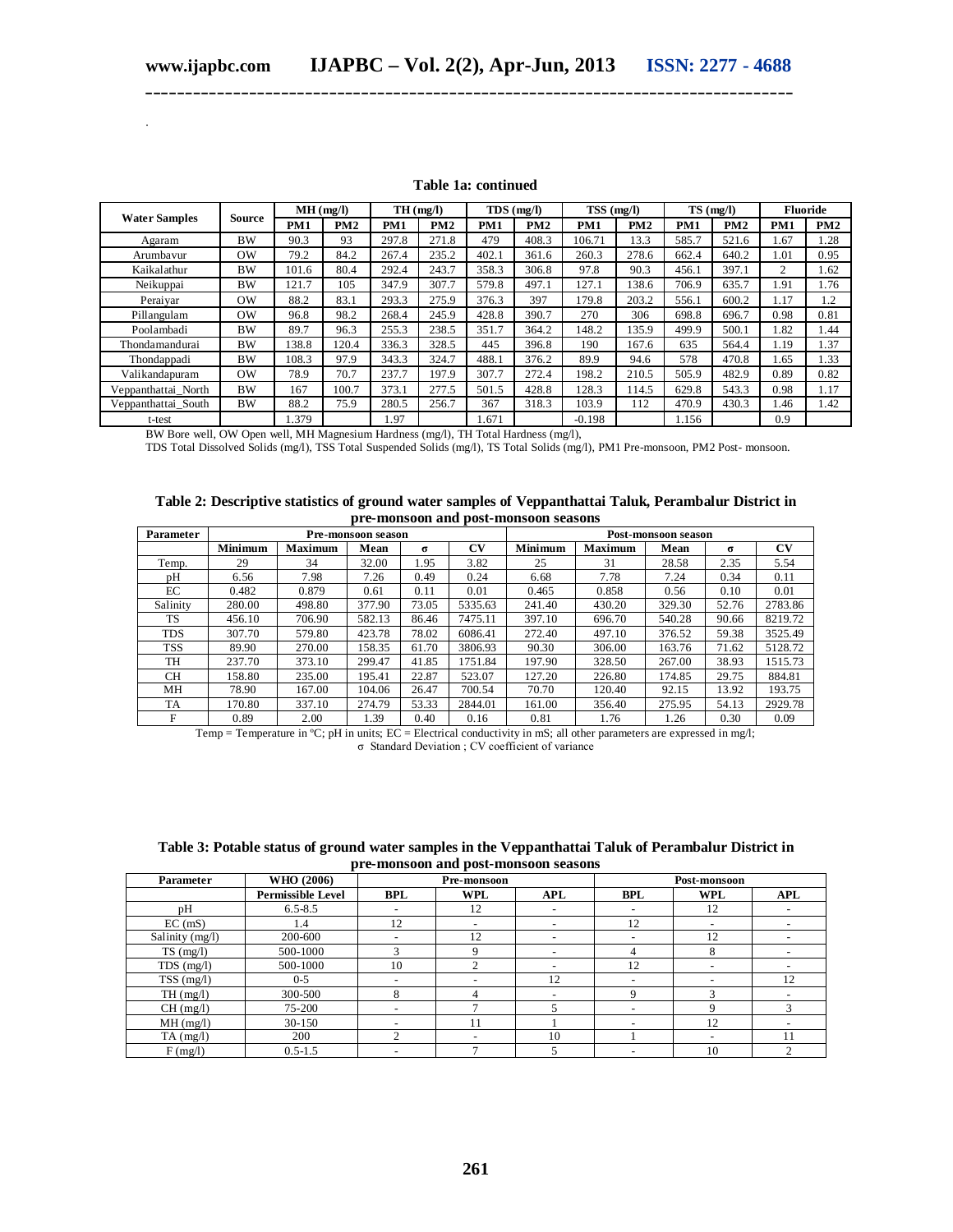**Table 1a: continued**

| Water Samples | Source | MH (mg/l) | | TH (mg/l) | | TDS (mg/l) | | TSS (mg/l) | | TS (mg/l) | | Fluoride | |
|---|---|---|---|---|---|---|---|---|---|---|---|---|---|
| | | PM1 | PM2 | PM1 | PM2 | PM1 | PM2 | PM1 | PM2 | PM1 | PM2 | PM1 | PM2 |
| Agaram | BW | 90.3 | 93 | 297.8 | 271.8 | 479 | 408.3 | 106.71 | 13.3 | 585.7 | 521.6 | 1.67 | 1.28 |
| Arumbavur | OW | 79.2 | 84.2 | 267.4 | 235.2 | 402.1 | 361.6 | 260.3 | 278.6 | 662.4 | 640.2 | 1.01 | 0.95 |
| Kaikalathur | BW | 101.6 | 80.4 | 292.4 | 243.7 | 358.3 | 306.8 | 97.8 | 90.3 | 456.1 | 397.1 | 2 | 1.62 |
| Neikuppai | BW | 121.7 | 105 | 347.9 | 307.7 | 579.8 | 497.1 | 127.1 | 138.6 | 706.9 | 635.7 | 1.91 | 1.76 |
| Peraiyar | OW | 88.2 | 83.1 | 293.3 | 275.9 | 376.3 | 397 | 179.8 | 203.2 | 556.1 | 600.2 | 1.17 | 1.2 |
| Pillangulam | OW | 96.8 | 98.2 | 268.4 | 245.9 | 428.8 | 390.7 | 270 | 306 | 698.8 | 696.7 | 0.98 | 0.81 |
| Poolambadi | BW | 89.7 | 96.3 | 255.3 | 238.5 | 351.7 | 364.2 | 148.2 | 135.9 | 499.9 | 500.1 | 1.82 | 1.44 |
| Thondamandurai | BW | 138.8 | 120.4 | 336.3 | 328.5 | 445 | 396.8 | 190 | 167.6 | 635 | 564.4 | 1.19 | 1.37 |
| Thondappadi | BW | 108.3 | 97.9 | 343.3 | 324.7 | 488.1 | 376.2 | 89.9 | 94.6 | 578 | 470.8 | 1.65 | 1.33 |
| Valikandapuram | OW | 78.9 | 70.7 | 237.7 | 197.9 | 307.7 | 272.4 | 198.2 | 210.5 | 505.9 | 482.9 | 0.89 | 0.82 |
| Veppanthattai_North | BW | 167 | 100.7 | 373.1 | 277.5 | 501.5 | 428.8 | 128.3 | 114.5 | 629.8 | 543.3 | 0.98 | 1.17 |
| Veppanthattai_South | BW | 88.2 | 75.9 | 280.5 | 256.7 | 367 | 318.3 | 103.9 | 112 | 470.9 | 430.3 | 1.46 | 1.42 |
| t-test | | 1.379 | | 1.97 | | 1.671 | | -0.198 | | 1.156 | | 0.9 | |

BW Bore well, OW Open well, MH Magnesium Hardness (mg/l), TH Total Hardness (mg/l),
TDS Total Dissolved Solids (mg/l), TSS Total Suspended Solids (mg/l), TS Total Solids (mg/l), PM1 Pre-monsoon, PM2 Post- monsoon.

**Table 2: Descriptive statistics of ground water samples of Veppanthattai Taluk, Perambalur District in pre-monsoon and post-monsoon seasons**

| Parameter | Pre-monsoon season | | | | | Post-monsoon season | | | | |
|---|---|---|---|---|---|---|---|---|---|---|
| | Minimum | Maximum | Mean | σ | CV | Minimum | Maximum | Mean | σ | CV |
| Temp. | 29 | 34 | 32.00 | 1.95 | 3.82 | 25 | 31 | 28.58 | 2.35 | 5.54 |
| pH | 6.56 | 7.98 | 7.26 | 0.49 | 0.24 | 6.68 | 7.78 | 7.24 | 0.34 | 0.11 |
| EC | 0.482 | 0.879 | 0.61 | 0.11 | 0.01 | 0.465 | 0.858 | 0.56 | 0.10 | 0.01 |
| Salinity | 280.00 | 498.80 | 377.90 | 73.05 | 5335.63 | 241.40 | 430.20 | 329.30 | 52.76 | 2783.86 |
| TS | 456.10 | 706.90 | 582.13 | 86.46 | 7475.11 | 397.10 | 696.70 | 540.28 | 90.66 | 8219.72 |
| TDS | 307.70 | 579.80 | 423.78 | 78.02 | 6086.41 | 272.40 | 497.10 | 376.52 | 59.38 | 3525.49 |
| TSS | 89.90 | 270.00 | 158.35 | 61.70 | 3806.93 | 90.30 | 306.00 | 163.76 | 71.62 | 5128.72 |
| TH | 237.70 | 373.10 | 299.47 | 41.85 | 1751.84 | 197.90 | 328.50 | 267.00 | 38.93 | 1515.73 |
| CH | 158.80 | 235.00 | 195.41 | 22.87 | 523.07 | 127.20 | 226.80 | 174.85 | 29.75 | 884.81 |
| MH | 78.90 | 167.00 | 104.06 | 26.47 | 700.54 | 70.70 | 120.40 | 92.15 | 13.92 | 193.75 |
| TA | 170.80 | 337.10 | 274.79 | 53.33 | 2844.01 | 161.00 | 356.40 | 275.95 | 54.13 | 2929.78 |
| F | 0.89 | 2.00 | 1.39 | 0.40 | 0.16 | 0.81 | 1.76 | 1.26 | 0.30 | 0.09 |

Temp = Temperature in ºC; pH in units; EC = Electrical conductivity in mS; all other parameters are expressed in mg/l;
σ Standard Deviation ; CV coefficient of variance

**Table 3: Potable status of ground water samples in the Veppanthattai Taluk of Perambalur District in pre-monsoon and post-monsoon seasons**

| Parameter | WHO (2006) | Pre-monsoon | | | Post-monsoon | | |
|---|---|---|---|---|---|---|---|
| | Permissible Level | BPL | WPL | APL | BPL | WPL | APL |
| pH | 6.5-8.5 | - | 12 | - | - | 12 | - |
| EC (mS) | 1.4 | 12 | - | - | 12 | - | - |
| Salinity (mg/l) | 200-600 | - | 12 | - | - | 12 | - |
| TS (mg/l) | 500-1000 | 3 | 9 | - | 4 | 8 | - |
| TDS (mg/l) | 500-1000 | 10 | 2 | - | 12 | - | - |
| TSS (mg/l) | 0-5 | - | - | 12 | - | - | 12 |
| TH (mg/l) | 300-500 | 8 | 4 | - | 9 | 3 | - |
| CH (mg/l) | 75-200 | - | 7 | 5 | - | 9 | 3 |
| MH (mg/l) | 30-150 | - | 11 | 1 | - | 12 | - |
| TA (mg/l) | 200 | 2 | - | 10 | 1 | - | 11 |
| F (mg/l) | 0.5-1.5 | - | 7 | 5 | - | 10 | 2 |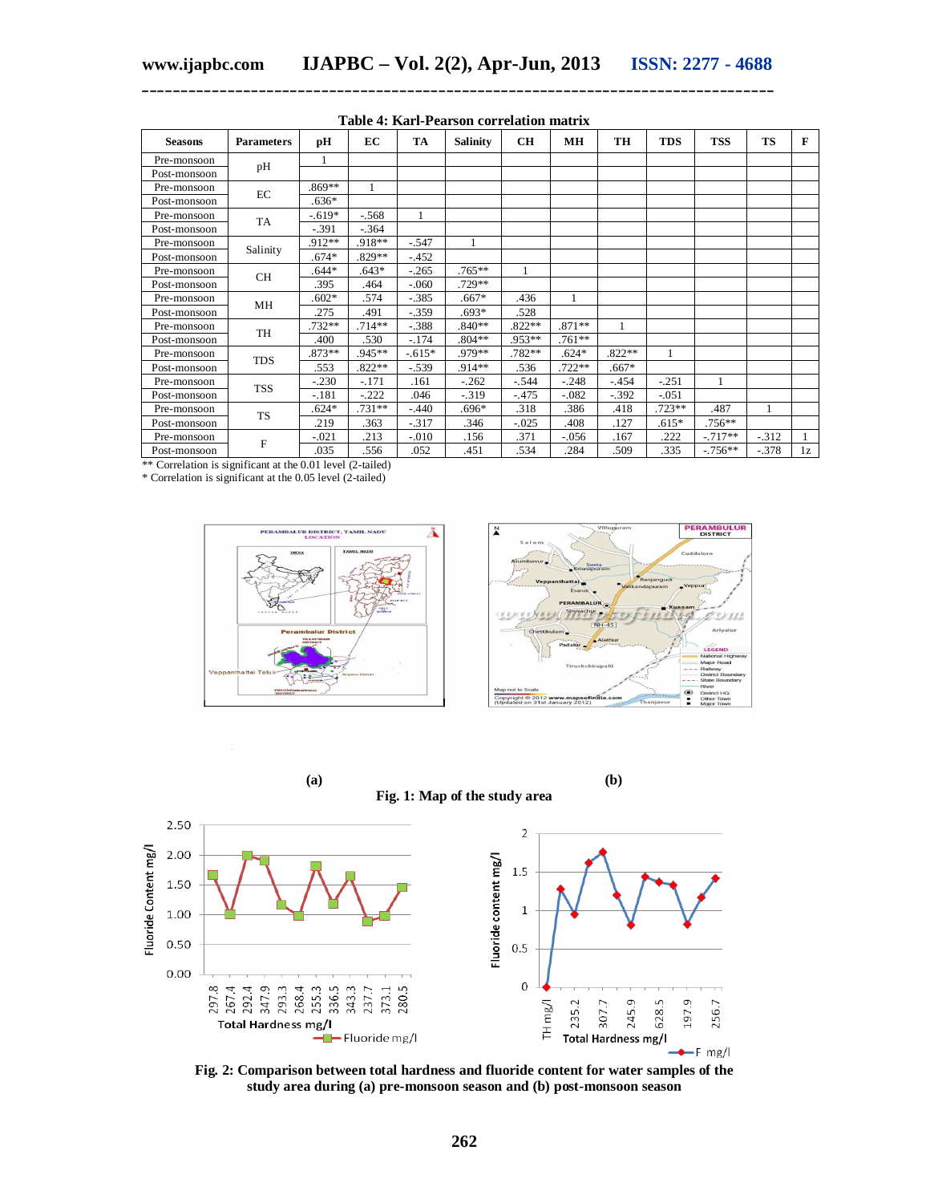**Table 4: Karl-Pearson correlation matrix**

| Seasons | Parameters | pH | EC | TA | Salinity | CH | MH | TH | TDS | TSS | TS | F |
|---|---|---|---|---|---|---|---|---|---|---|---|---|
| Pre-monsoon | pH | 1 | | | | | | | | | | |
| Post-monsoon | | | | | | | | | | | | |
| Pre-monsoon | EC | .869** | 1 | | | | | | | | | |
| Post-monsoon | | .636* | | | | | | | | | | |
| Pre-monsoon | TA | -.619* | -.568 | 1 | | | | | | | | |
| Post-monsoon | | -.391 | -.364 | | | | | | | | | |
| Pre-monsoon | Salinity | .912** | .918** | -.547 | 1 | | | | | | | |
| Post-monsoon | | .674* | .829** | -.452 | | | | | | | | |
| Pre-monsoon | CH | .644* | .643* | -.265 | .765** | 1 | | | | | | |
| Post-monsoon | | .395 | .464 | -.060 | .729** | | | | | | | |
| Pre-monsoon | MH | .602* | .574 | -.385 | .667* | .436 | 1 | | | | | |
| Post-monsoon | | .275 | .491 | -.359 | .693* | .528 | | | | | | |
| Pre-monsoon | TH | .732** | .714** | -.388 | .840** | .822** | .871** | 1 | | | | |
| Post-monsoon | | .400 | .530 | -.174 | .804** | .953** | .761** | | | | | |
| Pre-monsoon | TDS | .873** | .945** | -.615* | .979** | .782** | .624* | .822** | 1 | | | |
| Post-monsoon | | .553 | .822** | -.539 | .914** | .536 | .722** | .667* | | | | |
| Pre-monsoon | TSS | -.230 | -.171 | .161 | -.262 | -.544 | -.248 | -.454 | -.251 | 1 | | |
| Post-monsoon | | -.181 | -.222 | .046 | -.319 | -.475 | -.082 | -.392 | -.051 | | | |
| Pre-monsoon | TS | .624* | .731** | -.440 | .696* | .318 | .386 | .418 | .723** | .487 | 1 | |
| Post-monsoon | | .219 | .363 | -.317 | .346 | -.025 | .408 | .127 | .615* | .756** | | |
| Pre-monsoon | F | -.021 | .213 | -.010 | .156 | .371 | -.056 | .167 | .222 | -.717** | -.312 | 1 |
| Post-monsoon | | .035 | .556 | .052 | .451 | .534 | .284 | .509 | .335 | -.756** | -.378 | 1z |

** Correlation is significant at the 0.01 level (2-tailed)
* Correlation is significant at the 0.05 level (2-tailed)

(a) (b)

**Fig. 1: Map of the study area**

**Fig. 2: Comparison between total hardness and fluoride content for water samples of the study area during (a) pre-monsoon season and (b) post-monsoon season**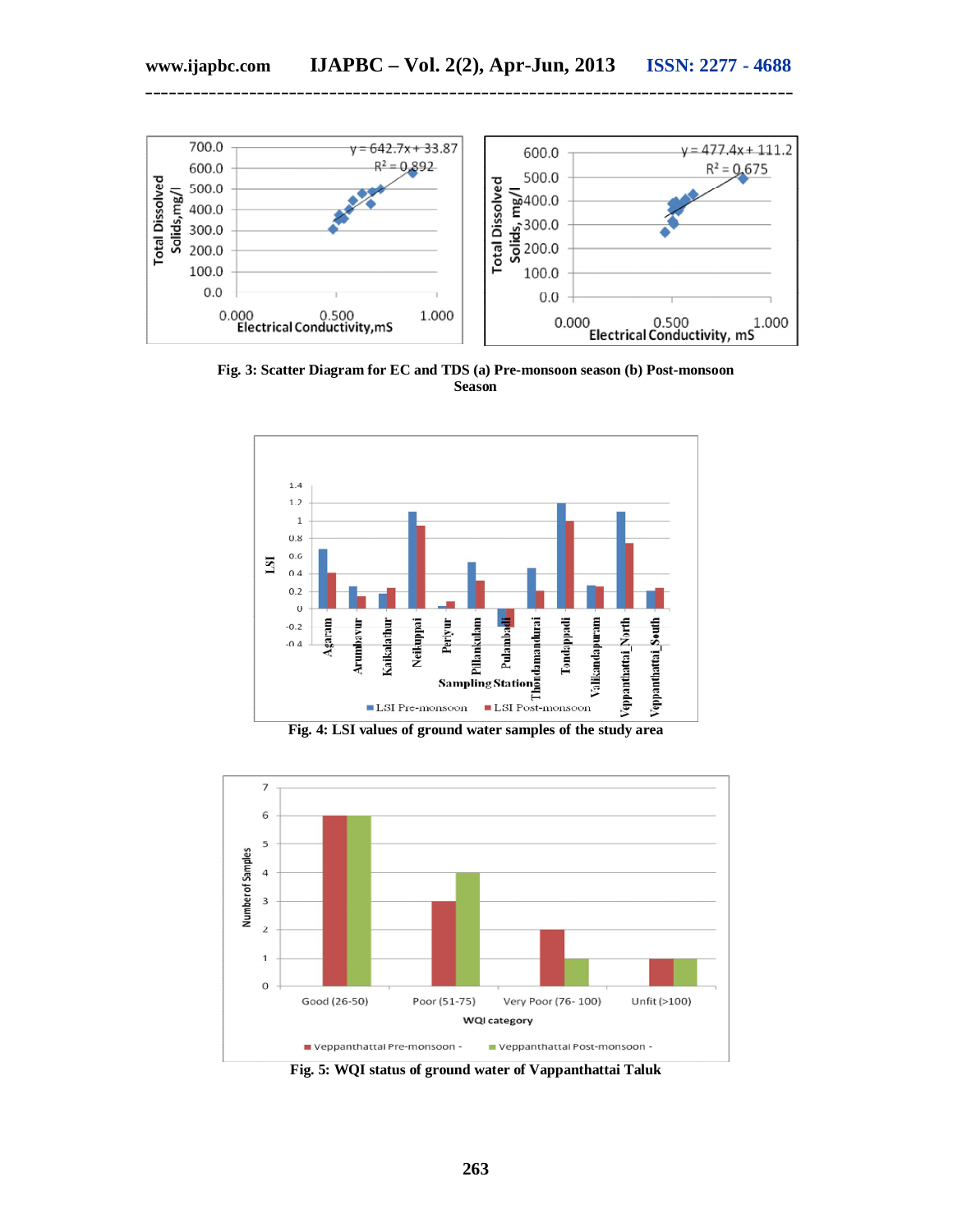Fig. 3: Scatter Diagram for EC and TDS (a) Pre-monsoon season (b) Post-monsoon Season

Fig. 4: LSI values of ground water samples of the study area

Fig. 5: WQI status of ground water of Vappanthattai Taluk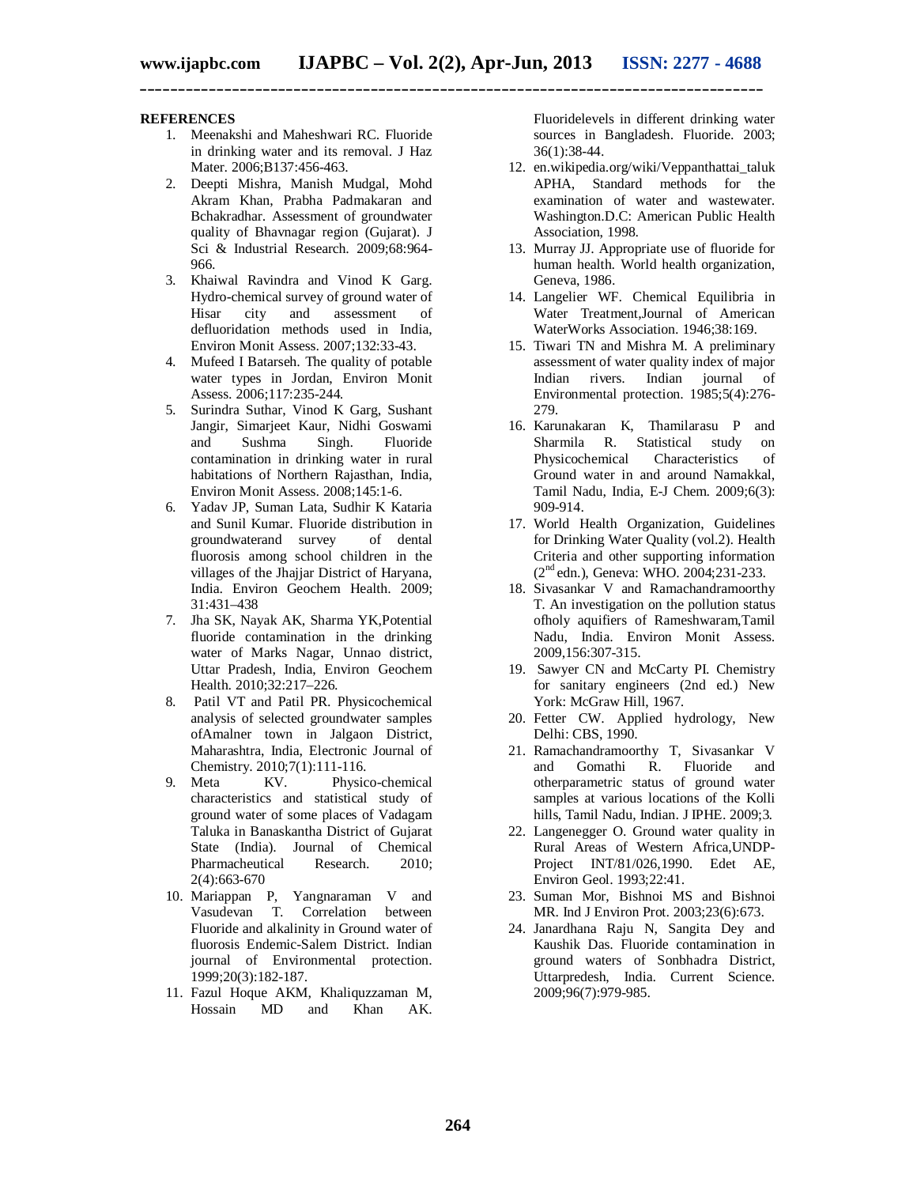## REFERENCES

1. Meenakshi and Maheshwari RC. Fluoride in drinking water and its removal. J Haz Mater. 2006;B137:456-463.
2. Deepti Mishra, Manish Mudgal, Mohd Akram Khan, Prabha Padmakaran and Bchakradhar. Assessment of groundwater quality of Bhavnagar region (Gujarat). J Sci & Industrial Research. 2009;68:964-966.
3. Khaiwal Ravindra and Vinod K Garg. Hydro-chemical survey of ground water of Hisar city and assessment of defluoridation methods used in India, Environ Monit Assess. 2007;132:33-43.
4. Mufeed I Batarseh. The quality of potable water types in Jordan, Environ Monit Assess. 2006;117:235-244.
5. Surindra Suthar, Vinod K Garg, Sushant Jangir, Simarjeet Kaur, Nidhi Goswami and Sushma Singh. Fluoride contamination in drinking water in rural habitations of Northern Rajasthan, India, Environ Monit Assess. 2008;145:1-6.
6. Yadav JP, Suman Lata, Sudhir K Kataria and Sunil Kumar. Fluoride distribution in groundwaterand survey of dental fluorosis among school children in the villages of the Jhajjar District of Haryana, India. Environ Geochem Health. 2009; 31:431–438
7. Jha SK, Nayak AK, Sharma YK,Potential fluoride contamination in the drinking water of Marks Nagar, Unnao district, Uttar Pradesh, India, Environ Geochem Health. 2010;32:217–226.
8. Patil VT and Patil PR. Physicochemical analysis of selected groundwater samples ofAmalner town in Jalgaon District, Maharashtra, India, Electronic Journal of Chemistry. 2010;7(1):111-116.
9. Meta KV. Physico-chemical characteristics and statistical study of ground water of some places of Vadagam Taluka in Banaskantha District of Gujarat State (India). Journal of Chemical Pharmaceutical Research. 2010; 2(4):663-670
10. Mariappan P, Yangnaraman V and Vasudevan T. Correlation between Fluoride and alkalinity in Ground water of fluorosis Endemic-Salem District. Indian journal of Environmental protection. 1999;20(3):182-187.
11. Fazul Hoque AKM, Khaliquzzaman M, Hossain MD and Khan AK. Fluoridelevels in different drinking water sources in Bangladesh. Fluoride. 2003; 36(1):38-44.
12. en.wikipedia.org/wiki/Veppanthattai_taluk APHA, Standard methods for the examination of water and wastewater. Washington.D.C: American Public Health Association, 1998.
13. Murray JJ. Appropriate use of fluoride for human health. World health organization, Geneva, 1986.
14. Langelier WF. Chemical Equilibria in Water Treatment,Journal of American WaterWorks Association. 1946;38:169.
15. Tiwari TN and Mishra M. A preliminary assessment of water quality index of major Indian rivers. Indian journal of Environmental protection. 1985;5(4):276-279.
16. Karunakaran K, Thamilarasu P and Sharmila R. Statistical study on Physicochemical Characteristics of Ground water in and around Namakkal, Tamil Nadu, India, E-J Chem. 2009;6(3): 909-914.
17. World Health Organization, Guidelines for Drinking Water Quality (vol.2). Health Criteria and other supporting information (2nd edn.), Geneva: WHO. 2004;231-233.
18. Sivasankar V and Ramachandramoorthy T. An investigation on the pollution status ofholy aquifiers of Rameshwaram,Tamil Nadu, India. Environ Monit Assess. 2009,156:307-315.
19. Sawyer CN and McCarty PI. Chemistry for sanitary engineers (2nd ed.) New York: McGraw Hill, 1967.
20. Fetter CW. Applied hydrology, New Delhi: CBS, 1990.
21. Ramachandramoorthy T, Sivasankar V and Gomathi R. Fluoride and otherparametric status of ground water samples at various locations of the Kolli hills, Tamil Nadu, Indian. J IPHE. 2009;3.
22. Langenegger O. Ground water quality in Rural Areas of Western Africa,UNDP-Project INT/81/026,1990. Edet AE, Environ Geol. 1993;22:41.
23. Suman Mor, Bishnoi MS and Bishnoi MR. Ind J Environ Prot. 2003;23(6):673.
24. Janardhana Raju N, Sangita Dey and Kaushik Das. Fluoride contamination in ground waters of Sonbhadra District, Uttarpredesh, India. Current Science. 2009;96(7):979-985.